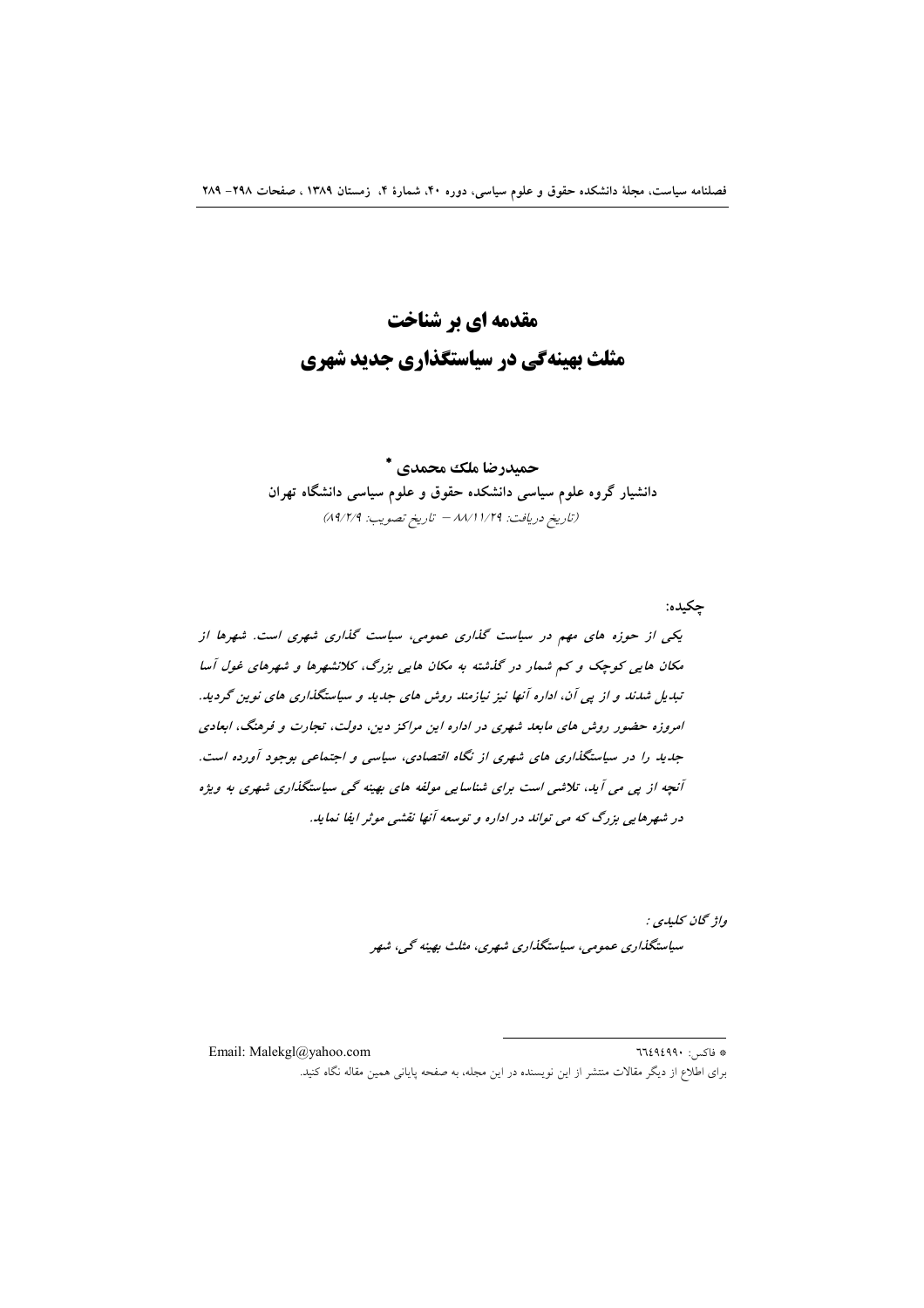# مقدمه ای بر شناخت
# مثلث بهینه‌گی در سیاستگذاری جدید شهری

**حمیدرضا ملک محمدی \***

**دانشیار گروه علوم سیاسی دانشکده حقوق و علوم سیاسی دانشگاه تهران**

*(تاریخ دریافت: ۸۸/۱۱/۲۹ – تاریخ تصویب: ۸۹/۲/۹)*

**چکیده:**

*یکی از حوزه های مهم در سیاست گذاری عمومی، سیاست گذاری شهری است. شهرها از مکان هایی کوچک و کم شمار در گذشته به مکان هایی بزرگ، کلانشهرها و شهرهای غول آسا تبدیل شدند و از پی آن، اداره آنها نیز نیازمند روش های جدید و سیاستگذاری های نوین گردید. امروزه حضور روش های مابعد شهری در اداره این مراکز دین، دولت، تجارت و فرهنگ، ابعادی جدید را در سیاستگذاری های شهری از نگاه اقتصادی، سیاسی و اجتماعی بوجود آورده است. آنچه از پی می آید، تلاشی است برای شناسایی مولفه های بهینه گی سیاستگذاری شهری به ویژه در شهرهایی بزرگ که می تواند در اداره و توسعه آنها نقشی موثر ایفا نماید.*

*واژ گان کلیدی :*

*سیاستگذاری عمومی، سیاستگذاری شهری، مثلث بهینه گی، شهر*

---

\* فاکس: ٦٦٤٩٤٩٩٠

Email: Malekgl@yahoo.com

برای اطلاع از دیگر مقالات منتشر از این نویسنده در این مجله، به صفحه پایانی همین مقاله نگاه کنید.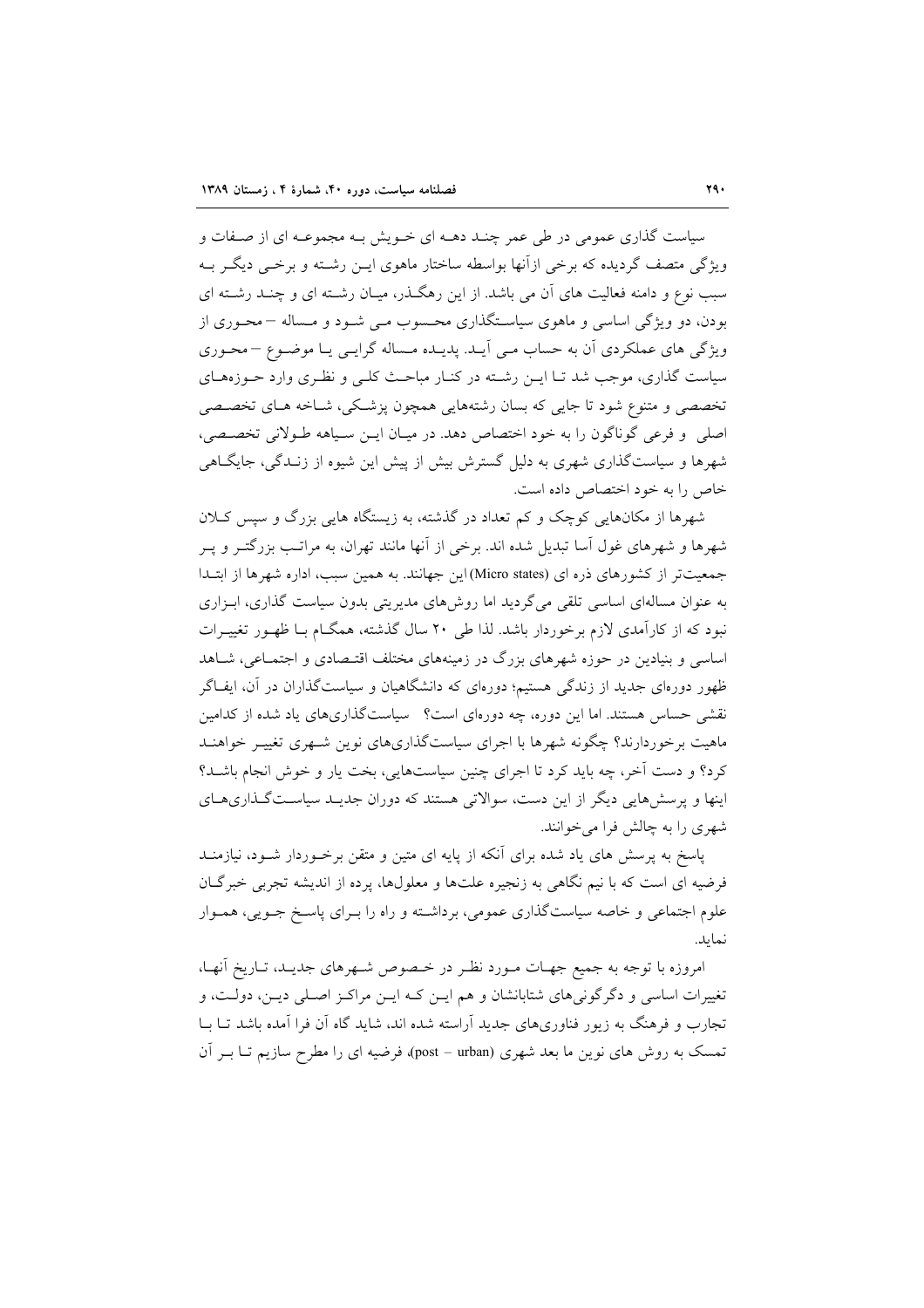سیاست گذاری عمومی در طی عمر چند دهه ای خویش به مجموعه ای از صفات و ویژگی متصف گردیده که برخی ازآنها بواسطه ساختار ماهوی این رشته و برخی دیگر به سبب نوع و دامنه فعالیت های آن می باشد. از این رهگذر، میان رشته ای و چند رشته ای بودن، دو ویژگی اساسی و ماهوی سیاستگذاری محسوب می شود و مساله – محوری از ویژگی های عملکردی آن به حساب می آید. پدیده مساله گرایی یا موضوع – محوری سیاست گذاری، موجب شد تا این رشته در کنار مباحث کلی و نظری وارد حوزه‌های تخصصی و متنوع شود تا جایی که بسان رشته‌هایی همچون پزشکی، شاخه های تخصصی اصلی و فرعی گوناگون را به خود اختصاص دهد. در میان این سیاهه طولانی تخصصی، شهرها و سیاست‌گذاری شهری به دلیل گسترش بیش از پیش این شیوه از زندگی، جایگاهی خاص را به خود اختصاص داده است.

شهرها از مکان‌هایی کوچک و کم تعداد در گذشته، به زیستگاه هایی بزرگ و سپس کلان شهرها و شهرهای غول آسا تبدیل شده اند. برخی از آنها مانند تهران، به مراتب بزرگتر و پر جمعیت‌تر از کشورهای ذره ای (Micro states) این جهانند. به همین سبب، اداره شهرها از ابتدا به عنوان مساله‌ای اساسی تلقی می‌گردید اما روش‌های مدیریتی بدون سیاست گذاری، ابزاری نبود که از کارآمدی لازم برخوردار باشد. لذا طی ۲۰ سال گذشته، همگام با ظهور تغییرات اساسی و بنیادین در حوزه شهرهای بزرگ در زمینه‌های مختلف اقتصادی و اجتماعی، شاهد ظهور دوره‌ای جدید از زندگی هستیم؛ دوره‌ای که دانشگاهیان و سیاست‌گذاران در آن، ایفاگر نقشی حساس هستند. اما این دوره، چه دوره‌ای است؟ سیاست‌گذاری‌های یاد شده از کدامین ماهیت برخوردارند؟ چگونه شهرها با اجرای سیاست‌گذاری‌های نوین شهری تغییر خواهند کرد؟ و دست آخر، چه باید کرد تا اجرای چنین سیاست‌هایی، بخت یار و خوش انجام باشد؟ اینها و پرسش‌هایی دیگر از این دست، سوالاتی هستند که دوران جدید سیاست‌گذاری‌های شهری را به چالش فرا می‌خوانند.

پاسخ به پرسش های یاد شده برای آنکه از پایه ای متین و متقن برخوردار شود، نیازمند فرضیه ای است که با نیم نگاهی به زنجیره علت‌ها و معلول‌ها، پرده از اندیشه تجربی خبرگان علوم اجتماعی و خاصه سیاست‌گذاری عمومی، برداشته و راه را برای پاسخ جویی، هموار نماید.

امروزه با توجه به جمیع جهات مورد نظر در خصوص شهرهای جدید، تاریخ آنها، تغییرات اساسی و دگرگونی‌های شتابانشان و هم این که این مراکز اصلی دین، دولت، و تجارب و فرهنگ به زیور فناوری‌های جدید آراسته شده اند، شاید گاه آن فرا آمده باشد تا با تمسک به روش های نوین ما بعد شهری (post – urban)، فرضیه ای را مطرح سازیم تا بر آن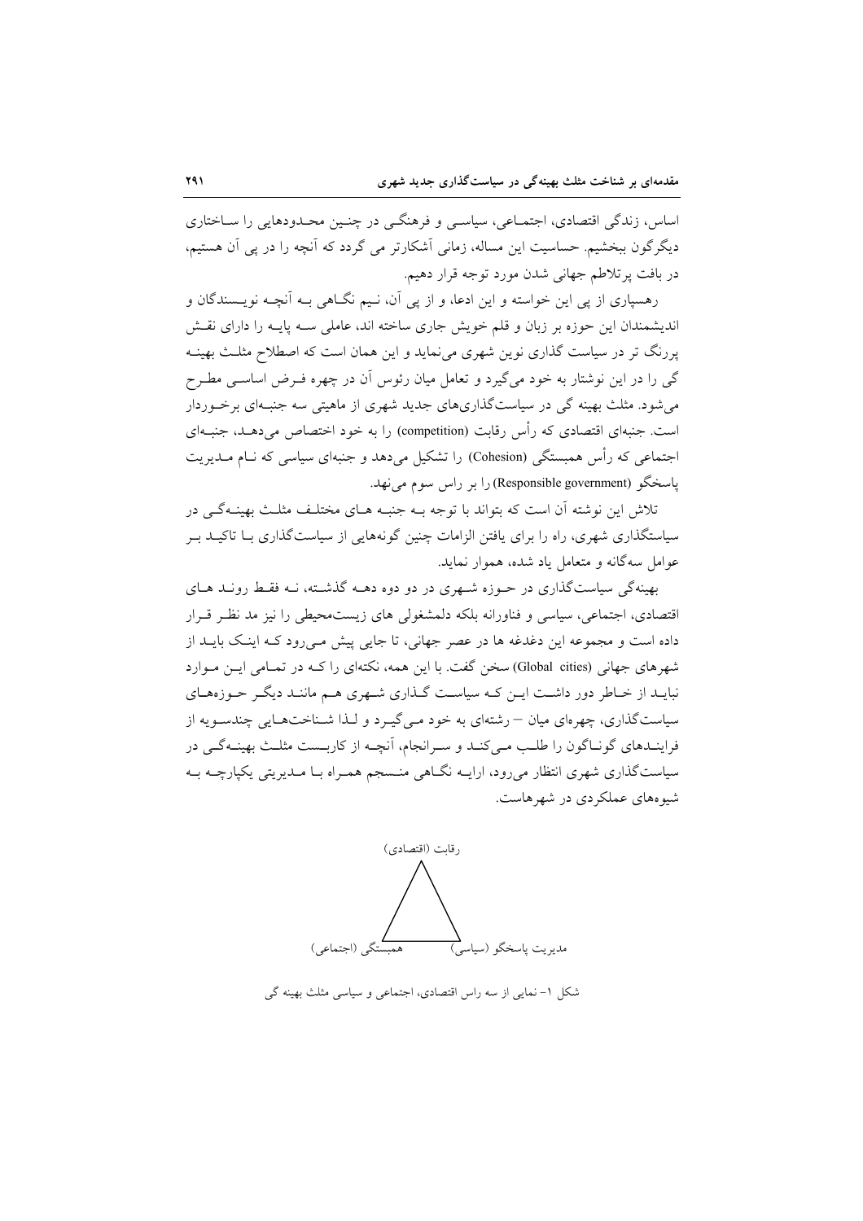اساس، زندگی اقتصادی، اجتماعی، سیاسی و فرهنگی در چنین محدودهایی را ساختاری دیگرگون ببخشیم. حساسیت این مساله، زمانی آشکارتر می گردد که آنچه را در پی آن هستیم، در بافت پرتلاطم جهانی شدن مورد توجه قرار دهیم.

رهسپاری از پی این خواسته و این ادعا، و از پی آن، نیم نگاهی به آنچه نویسندگان و اندیشمندان این حوزه بر زبان و قلم خویش جاری ساخته اند، عاملی سه پایه را دارای نقش پررنگ تر در سیاست گذاری نوین شهری می‌نماید و این همان است که اصطلاح مثلث بهینه گی را در این نوشتار به خود می‌گیرد و تعامل میان رئوس آن در چهره فرض اساسی مطرح می‌شود. مثلث بهینه گی در سیاست‌گذاری‌های جدید شهری از ماهیتی سه جنبه‌ای برخوردار است. جنبه‌ای اقتصادی که رأس رقابت (competition) را به خود اختصاص می‌دهد، جنبه‌ای اجتماعی که رأس همبستگی (Cohesion) را تشکیل می‌دهد و جنبه‌ای سیاسی که نام مدیریت پاسخگو (Responsible government) را بر راس سوم می‌نهد.

تلاش این نوشته آن است که بتواند با توجه به جنبه های مختلف مثلث بهینه‌گی در سیاستگذاری شهری، راه را برای یافتن الزامات چنین گونه‌هایی از سیاست‌گذاری با تاکید بر عوامل سه‌گانه و متعامل یاد شده، هموار نماید.

بهینه‌گی سیاست‌گذاری در حوزه شهری در دو دوه دهه گذشته، نه فقط روند های اقتصادی، اجتماعی، سیاسی و فناورانه بلکه دلمشغولی های زیست‌محیطی را نیز مد نظر قرار داده است و مجموعه این دغدغه ها در عصر جهانی، تا جایی پیش می‌رود که اینک باید از شهرهای جهانی (Global cities) سخن گفت. با این همه، نکته‌ای را که در تمامی این موارد نباید از خاطر دور داشت این که سیاست گذاری شهری هم مانند دیگر حوزه‌های سیاست‌گذاری، چهره‌ای میان – رشته‌ای به خود می‌گیرد و لذا شناخت‌هایی چندسویه از فرایندهای گوناگون را طلب می‌کند و سرانجام، آنچه از کاربست مثلث بهینه‌گی در سیاست‌گذاری شهری انتظار می‌رود، ارایه نگاهی منسجم همراه با مدیریتی یکپارچه به شیوه‌های عملکردی در شهرهاست.

رقابت (اقتصادی)

همبستگی (اجتماعی)　　　　مدیریت پاسخگو (سیاسی)

شکل ۱– نمایی از سه راس اقتصادی، اجتماعی و سیاسی مثلث بهینه گی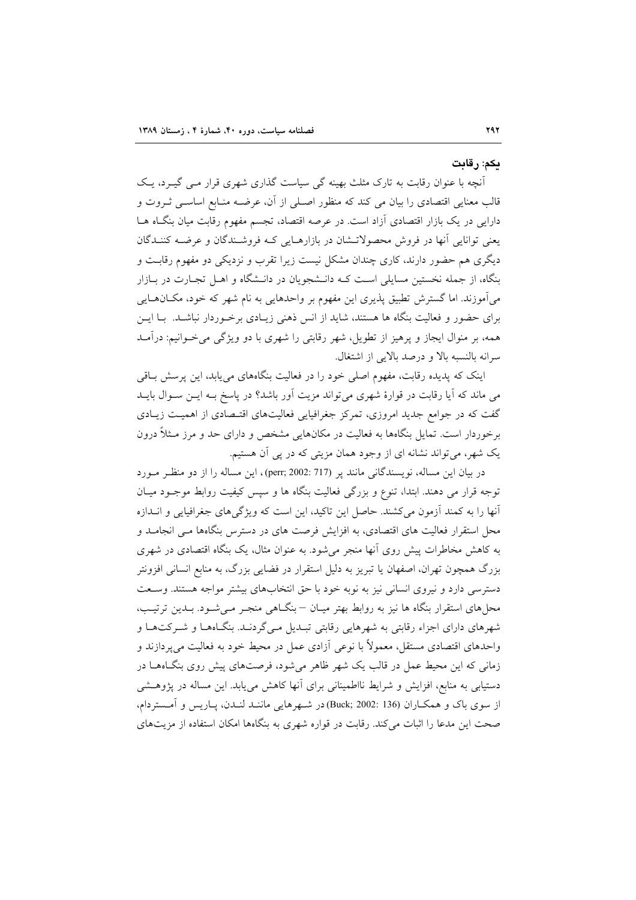### یکم: رقابت

آنچه با عنوان رقابت به تارک مثلث بهینه گی سیاست گذاری شهری قرار مـی گیـرد، یـک قالب معنایی اقتصادی را بیان می کند که منظور اصـلی از آن، عرضـه منـابع اساسـی ثـروت و دارایی در یک بازار اقتصادی آزاد است. در عرصه اقتصاد، تجسم مفهوم رقابت میان بنگـاه هـا یعنی توانایی آنها در فروش محصولاتـشان در بازارهـایی کـه فروشـندگان و عرضـه کننـدگان دیگری هم حضور دارند، کاری چندان مشکل نیست زیرا تقرب و نزدیکی دو مفهوم رقابـت و بنگاه، از جمله نخستین مسایلی اسـت کـه دانـشجویان در دانـشگاه و اهـل تجـارت در بـازار می‌آموزند. اما گسترش تطبیق پذیری این مفهوم بر واحدهایی به نام شهر که خود، مکـان‌هـایی برای حضور و فعالیت بنگاه ها هستند، شاید از انس ذهنی زیـادی برخـوردار نباشـد. بـا ایـن همه، بر منوال ایجاز و پرهیز از تطویل، شهر رقابتی را شهری با دو ویژگی می‌خـوانیم: درآمـد سرانه بالنسبه بالا و درصد بالایی از اشتغال.

اینک که پدیده رقابت، مفهوم اصلی خود را در فعالیت بنگاه‌های می‌یابد، این پرسش بـاقی می ماند که آیا رقابت در قوارهٔ شهری می‌تواند مزیت آور باشد؟ در پاسخ بـه ایـن سـوال بایـد گفت که در جوامع جدید امروزی، تمرکز جغرافیایی فعالیت‌های اقتـصادی از اهمیـت زیـادی برخوردار است. تمایل بنگاه‌ها به فعالیت در مکان‌هایی مشخص و دارای حد و مرز مـثلاً درون یک شهر، می‌تواند نشانه ای از وجود همان مزیتی که در پی آن هستیم.

در بیان این مساله، نویسندگانی مانند پر (perr; 2002: 717)، این مساله را از دو منظـر مـورد توجه قرار می دهند. ابتدا، تنوع و بزرگی فعالیت بنگاه ها و سپس کیفیت روابط موجـود میـان آنها را به کمند آزمون می‌کشند. حاصل این تاکید، این است که ویژگی‌های جغرافیایی و انـدازه محل استقرار فعالیت های اقتصادی، به افزایش فرصت های در دسترس بنگاه‌ها مـی انجامـد و به کاهش مخاطرات پیش روی آنها منجر می‌شود. به عنوان مثال، یک بنگاه اقتصادی در شهری بزرگ همچون تهران، اصفهان یا تبریز به دلیل استقرار در فضایی بزرگ، به منابع انسانی افزونتر دسترسی دارد و نیروی انسانی نیز به نوبه خود با حق انتخاب‌های بیشتر مواجه هستند. وسـعت محل‌های استقرار بنگاه ها نیز به روابط بهتر میـان – بنگـاهی منجـر مـی‌شـود. بـدین ترتیـب، شهرهای دارای اجزاء رقابتی به شهرهایی رقابتی تبـدیل مـی‌گردنـد. بنگـاه‌هـا و شـرکت‌هـا و واحدهای اقتصادی مستقل، معمولاً با نوعی آزادی عمل در محیط خود به فعالیت می‌پردازند و زمانی که این محیط عمل در قالب یک شهر ظاهر می‌شود، فرصت‌های پیش روی بنگـاه‌هـا در دستیابی به منابع، افزایش و شرایط نااطمینانی برای آنها کاهش می‌یابد. این مساله در پژوهـشی از سوی باک و همکـاران (Buck; 2002: 136) در شـهرهایی ماننـد لنـدن، پـاریس و آمـستردام، صحت این مدعا را اثبات می‌کند. رقابت در قواره شهری به بنگاه‌ها امکان استفاده از مزیت‌های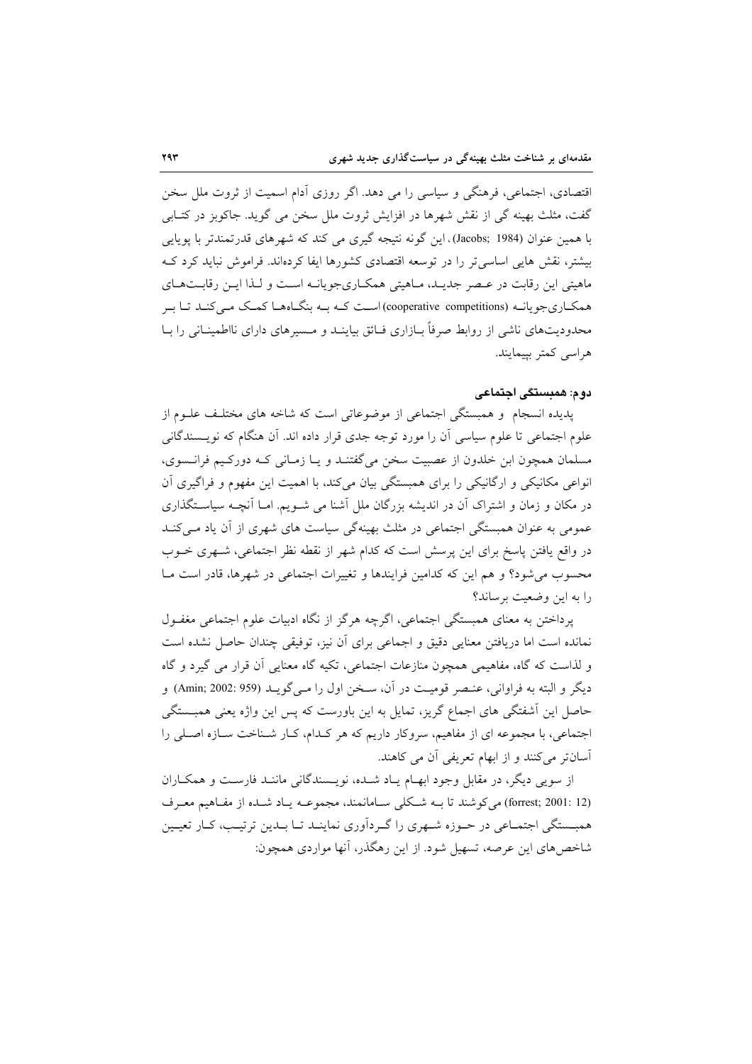اقتصادی، اجتماعی، فرهنگی و سیاسی را می دهد. اگر روزی آدام اسمیت از ثروت ملل سخن گفت، مثلث بهینه گی از نقش شهرها در افزایش ثروت ملل سخن می گوید. جاکوبز در کتابی با همین عنوان (Jacobs; 1984)، این گونه نتیجه گیری می کند که شهرهای قدرتمندتر با پویایی بیشتر، نقش هایی اساسی‌تر را در توسعه اقتصادی کشورها ایفا کرده‌اند. فراموش نباید کرد که ماهیتی این رقابت در عصر جدید، ماهیتی همکاری‌جویانه است و لذا این رقابت‌های همکاری‌جویانه (cooperative competitions) است که به بنگاه‌ها کمک می‌کند تا بر محدودیت‌های ناشی از روابط صرفاً بازاری فائق بیایند و مسیرهای دارای نااطمینانی را با هراسی کمتر بپیمایند.

### دوم: همبستگی اجتماعی

پدیده انسجام و همبستگی اجتماعی از موضوعاتی است که شاخه های مختلف علوم از علوم اجتماعی تا علوم سیاسی آن را مورد توجه جدی قرار داده اند. آن هنگام که نویسندگانی مسلمان همچون ابن خلدون از عصبیت سخن می‌گفتند و یا زمانی که دورکیم فرانسوی، انواعی مکانیکی و ارگانیکی را برای همبستگی بیان می‌کند، با اهمیت این مفهوم و فراگیری آن در مکان و زمان و اشتراک آن در اندیشه بزرگان ملل آشنا می شویم. اما آنچه سیاستگذاری عمومی به عنوان همبستگی اجتماعی در مثلث بهینه‌گی سیاست های شهری از آن یاد می‌کند در واقع یافتن پاسخ برای این پرسش است که کدام شهر از نقطه نظر اجتماعی، شهری خوب محسوب می‌شود؟ و هم این که کدامین فرایندها و تغییرات اجتماعی در شهرها، قادر است ما را به این وضعیت برساند؟

پرداختن به معنای همبستگی اجتماعی، اگرچه هرگز از نگاه ادبیات علوم اجتماعی مغفول نمانده است اما دریافتن معنایی دقیق و اجماعی برای آن نیز، توفیقی چندان حاصل نشده است و لذاست که گاه، مفاهیمی همچون منازعات اجتماعی، تکیه گاه معنایی آن قرار می گیرد و گاه دیگر و البته به فراوانی، عنصر قومیت در آن، سخن اول را می‌گوید (Amin; 2002: 959) و حاصل این آشفتگی های اجماع گریز، تمایل به این باورست که پس این واژه یعنی همبستگی اجتماعی، با مجموعه ای از مفاهیم، سروکار داریم که هر کدام، کار شناخت سازه اصلی را آسان‌تر می‌کنند و از ابهام تعریفی آن می کاهند.

از سویی دیگر، در مقابل وجود ابهام یاد شده، نویسندگانی مانند فارست و همکاران (forrest; 2001: 12) می‌کوشند تا به شکلی سامانمند، مجموعه یاد شده از مفاهیم معرف همبستگی اجتماعی در حوزه شهری را گردآوری نمایند تا بدین ترتیب، کار تعیین شاخص‌های این عرصه، تسهیل شود. از این رهگذر، آنها مواردی همچون: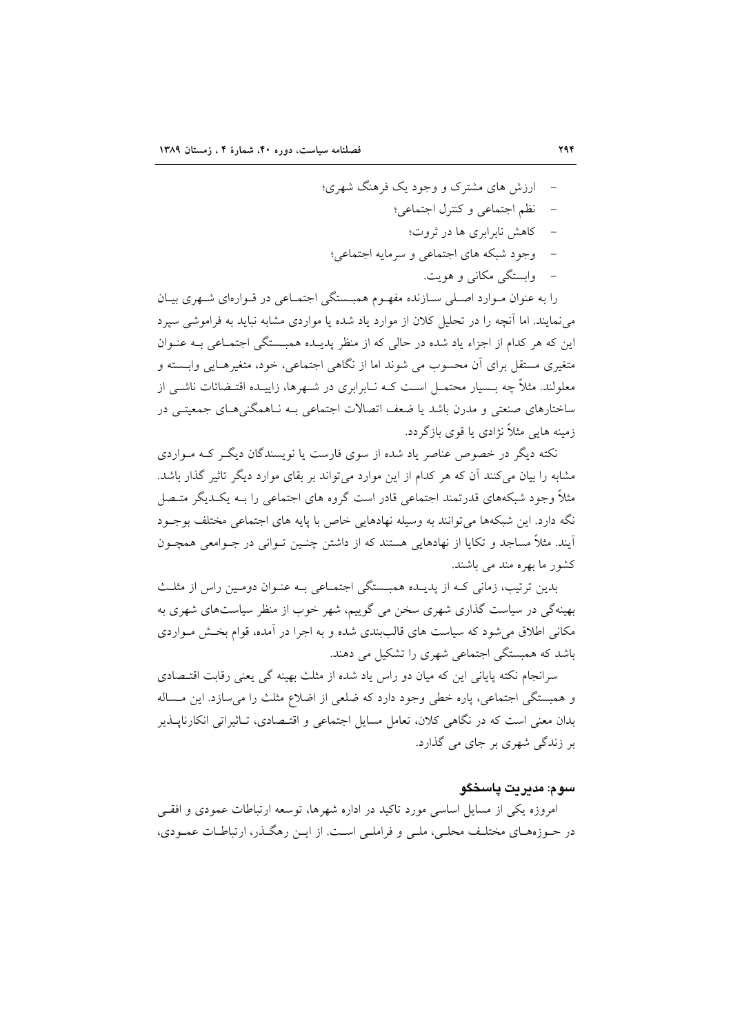- ارزش های مشترک و وجود یک فرهنگ شهری؛
- نظم اجتماعی و کنترل اجتماعی؛
- کاهش نابرابری ها در ثروت؛
- وجود شبکه های اجتماعی و سرمایه اجتماعی؛
- وابستگی مکانی و هویت.

را به عنوان موارد اصلی سازنده مفهوم همبستگی اجتماعی در قوارەای شهری بیان می‌نمایند. اما آنچه را در تحلیل کلان از موارد یاد شده یا مواردی مشابه نباید به فراموشی سپرد این که هر کدام از اجزاء یاد شده در حالی که از منظر پدیده همبستگی اجتماعی به عنوان متغیری مستقل برای آن محسوب می شوند اما از نگاهی اجتماعی، خود، متغیرهایی وابسته و معلولند. مثلاً چه بسیار محتمل است که نابرابری در شهرها، زاییده اقتضائات ناشی از ساختارهای صنعتی و مدرن باشد یا ضعف اتصالات اجتماعی به ناهمگنی‌های جمعیتی در زمینه هایی مثلاً نژادی یا قوی بازگردد.

نکته دیگر در خصوص عناصر یاد شده از سوی فارست یا نویسندگان دیگر که مواردی مشابه را بیان می‌کنند آن که هر کدام از این موارد می‌تواند بر بقای موارد دیگر تاثیر گذار باشد. مثلاً وجود شبکه‌های قدرتمند اجتماعی قادر است گروه های اجتماعی را به یکدیگر متصل نگه دارد. این شبکه‌ها می‌توانند به وسیله نهادهایی خاص با پایه های اجتماعی مختلف بوجود آیند. مثلاً مساجد و تکایا از نهادهایی هستند که از داشتن چنین توانی در جوامعی همچون کشور ما بهره مند می باشند.

بدین ترتیب، زمانی که از پدیده همبستگی اجتماعی به عنوان دومین راس از مثلث بهینه‌گی در سیاست گذاری شهری سخن می گوییم، شهر خوب از منظر سیاست‌های شهری به مکانی اطلاق می‌شود که سیاست های قالب‌بندی شده و به اجرا در آمده، قوام بخش مواردی باشد که همبستگی اجتماعی شهری را تشکیل می دهند.

سرانجام نکته پایانی این که میان دو راس یاد شده از مثلث بهینه گی یعنی رقابت اقتصادی و همبستگی اجتماعی، پاره خطی وجود دارد که ضلعی از اضلاع مثلث را می‌سازد. این مساله بدان معنی است که در نگاهی کلان، تعامل مسایل اجتماعی و اقتصادی، تاثیراتی انکارناپذیر بر زندگی شهری بر جای می گذارد.

## سوم: مدیریت پاسخگو

امروزه یکی از مسایل اساسی مورد تاکید در اداره شهرها، توسعه ارتباطات عمودی و افقی در حوزه‌های مختلف محلی، ملی و فراملی است. از این رهگذر، ارتباطات عمودی،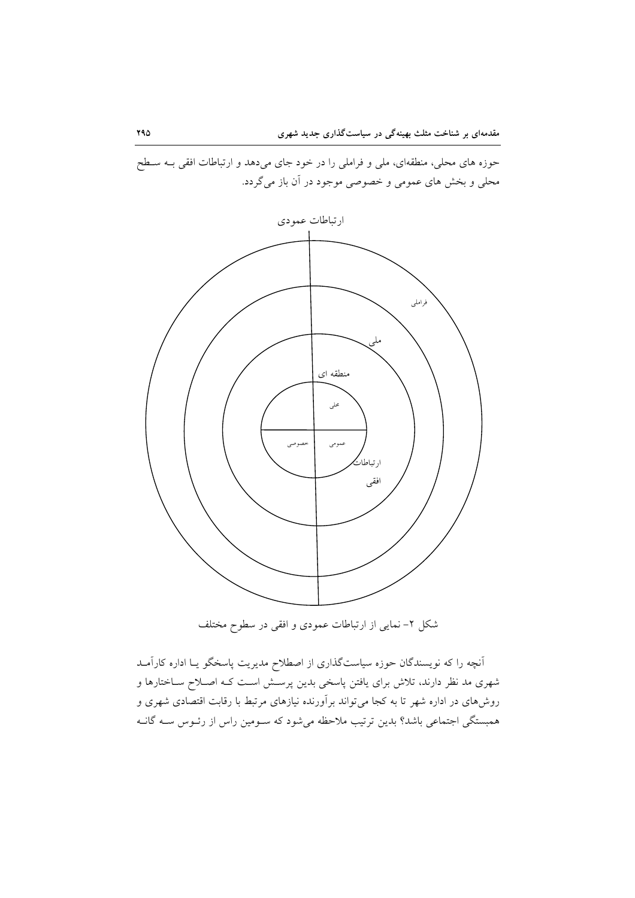حوزه های محلی، منطقه‌ای، ملی و فراملی را در خود جای می‌دهد و ارتباطات افقی بـه سـطح محلی و بخش های عمومی و خصوصی موجود در آن باز می‌گردد.

ارتباطات عمودی

فراملی

ملی

منطقه ای

محلی

خصوصی | عمومی

ارتباطات افقی

شکل ۲- نمایی از ارتباطات عمودی و افقی در سطوح مختلف

آنچه را که نویسندگان حوزه سیاست‌گذاری از اصطلاح مدیریت پاسخگو یـا اداره کارآمـد شهری مد نظر دارند، تلاش برای یافتن پاسخی بدین پرسـش اسـت کـه اصـلاح سـاختارها و روش‌های در اداره شهر تا به کجا می‌تواند برآورنده نیازهای مرتبط با رقابت اقتصادی شهری و همبستگی اجتماعی باشد؟ بدین ترتیب ملاحظه می‌شود که سـومین راس از رئـوس سـه گانـه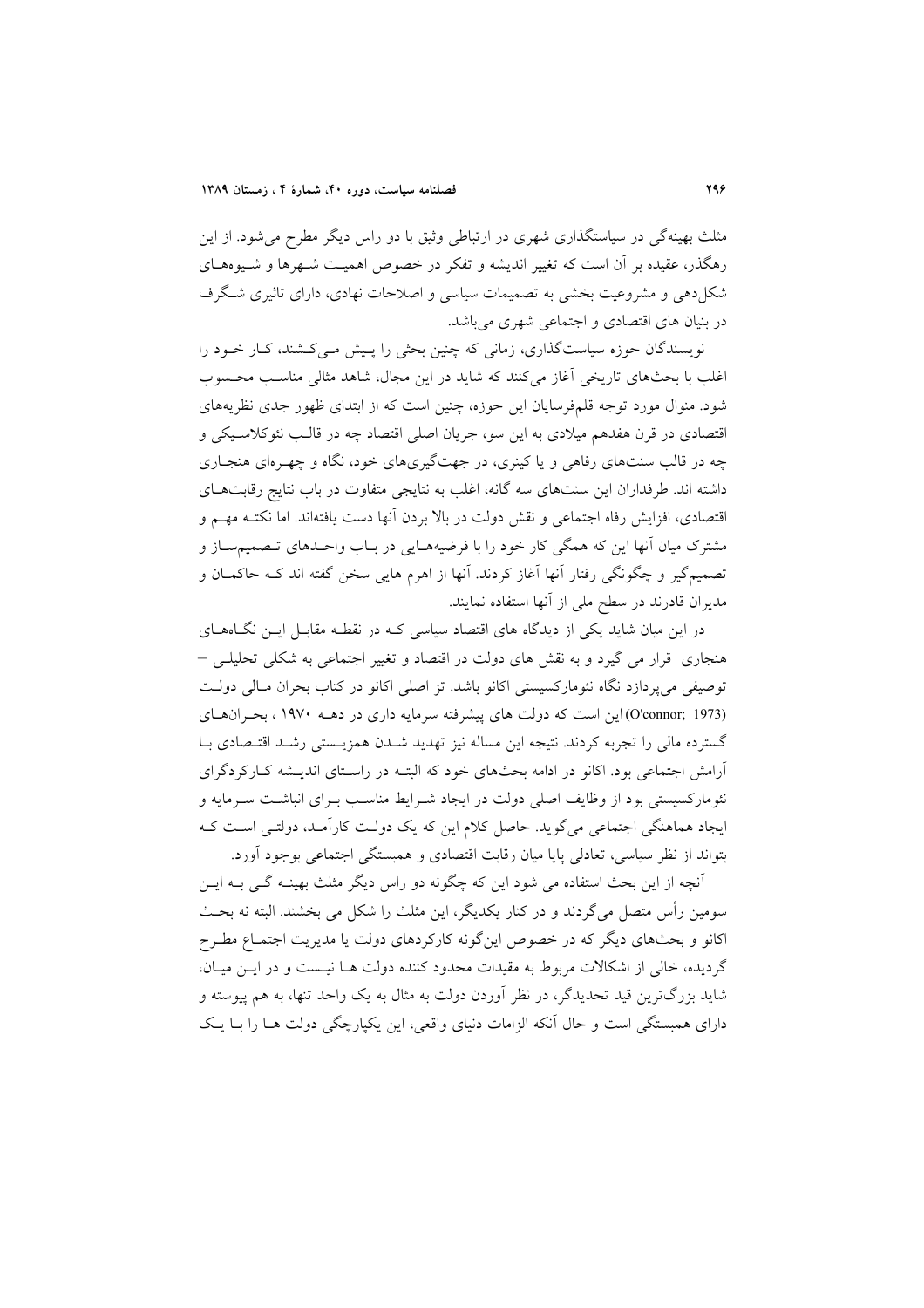مثلث بهینه‌گی در سیاستگذاری شهری در ارتباطی وثیق با دو راس دیگر مطرح می‌شود. از این رهگذر، عقیده بر آن است که تغییر اندیشه و تفکر در خصوص اهمیت شهرها و شیوه‌های شکل‌دهی و مشروعیت بخشی به تصمیمات سیاسی و اصلاحات نهادی، دارای تاثیری شگرف در بنیان های اقتصادی و اجتماعی شهری می‌باشد.

نویسندگان حوزه سیاست‌گذاری، زمانی که چنین بحثی را پیش می‌کشند، کار خود را اغلب با بحث‌های تاریخی آغاز می‌کنند که شاید در این مجال، شاهد مثالی مناسب محسوب شود. منوال مورد توجه قلم‌فرسایان این حوزه، چنین است که از ابتدای ظهور جدی نظریه‌های اقتصادی در قرن هفدهم میلادی به این سو، جریان اصلی اقتصاد چه در قالب نئوکلاسیکی و چه در قالب سنت‌های رفاهی و یا کینزی، در جهت‌گیری‌های خود، نگاه و چهره‌ای هنجاری داشته اند. طرفداران این سنت‌های سه گانه، اغلب به نتایجی متفاوت در باب نتایج رقابت‌های اقتصادی، افزایش رفاه اجتماعی و نقش دولت در بالا بردن آنها دست یافته‌اند. اما نکته مهم و مشترک میان آنها این که همگی کار خود را با فرضیه‌هایی در باب واحدهای تصمیم‌ساز و تصمیم‌گیر و چگونگی رفتار آنها آغاز کردند. آنها از اهرم هایی سخن گفته اند که حاکمان و مدیران قادرند در سطح ملی از آنها استفاده نمایند.

در این میان شاید یکی از دیدگاه های اقتصاد سیاسی که در نقطه مقابل این نگاه‌های هنجاری قرار می گیرد و به نقش های دولت در اقتصاد و تغییر اجتماعی به شکلی تحلیلی – توصیفی می‌پردازد نگاه نئومارکسیستی اکانو باشد. تز اصلی اکانو در کتاب بحران مالی دولت (O'connor; 1973) این است که دولت های پیشرفته سرمایه داری در دهه ۱۹۷۰ ، بحران‌های گسترده مالی را تجربه کردند. نتیجه این مساله نیز تهدید شدن همزیستی رشد اقتصادی با آرامش اجتماعی بود. اکانو در ادامه بحث‌های خود که البته در راستای اندیشه کارکردگرای نئومارکسیستی بود از وظایف اصلی دولت در ایجاد شرایط مناسب برای انباشت سرمایه و ایجاد هماهنگی اجتماعی می‌گوید. حاصل کلام این که یک دولت کارآمد، دولتی است که بتواند از نظر سیاسی، تعادلی پایا میان رقابت اقتصادی و همبستگی اجتماعی بوجود آورد.

آنچه از این بحث استفاده می شود این که چگونه دو راس دیگر مثلث بهینه گی به این سومین رأس متصل می‌گردند و در کنار یکدیگر، این مثلث را شکل می بخشند. البته نه بحث اکانو و بحث‌های دیگر که در خصوص این‌گونه کارکردهای دولت یا مدیریت اجتماع مطرح گردیده، خالی از اشکالات مربوط به مقیدات محدود کننده دولت ها نیست و در این میان، شاید بزرگ‌ترین قید تحدیدگر، در نظر آوردن دولت به مثال به یک واحد تنها، به هم پیوسته و دارای همبستگی است و حال آنکه الزامات دنیای واقعی، این یکپارچگی دولت ها را با یک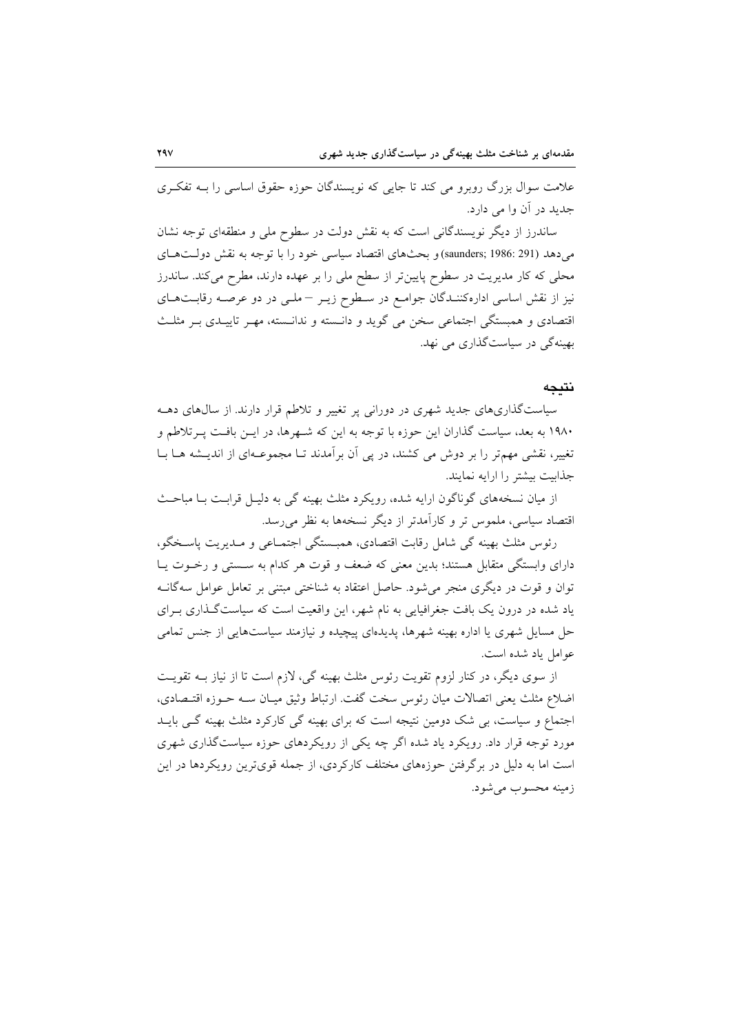علامت سوال بزرگ روبرو می کند تا جایی که نویسندگان حوزه حقوق اساسی را بـه تفکـری جدید در آن وا می دارد.

ساندرز از دیگر نویسندگانی است که به نقش دولت در سطوح ملی و منطقه‌ای توجه نشان می‌دهد (saunders; 1986: 291) و بحث‌های اقتصاد سیاسی خود را با توجه به نقش دولـت‌هـای محلی که کار مدیریت در سطوح پایین‌تر از سطح ملی را بر عهده دارند، مطرح می‌کند. ساندرز نیز از نقش اساسی اداره‌کننـدگان جوامـع در سـطوح زیـر – ملـی در دو عرصـه رقابـت‌هـای اقتصادی و همبستگی اجتماعی سخن می گوید و دانـسته و ندانـسته، مهـر تاییـدی بـر مثلـث بهینه‌گی در سیاست‌گذاری می نهد.

## نتیجه

سیاست‌گذاری‌های جدید شهری در دورانی پر تغییر و تلاطم قرار دارند. از سال‌های دهـه ۱۹۸۰ به بعد، سیاست گذاران این حوزه با توجه به این که شـهرها، در ایـن بافـت پـرتلاطم و تغییر، نقشی مهم‌تر را بر دوش می کشند، در پی آن برآمدند تـا مجموعـه‌ای از اندیـشه هـا بـا جذابیت بیشتر را ارایه نمایند.

از میان نسخه‌های گوناگون ارایه شده، رویکرد مثلث بهینه گی به دلیـل قرابـت بـا مباحـث اقتصاد سیاسی، ملموس تر و کارآمدتر از دیگر نسخه‌ها به نظر می‌رسد.

رئوس مثلث بهینه گی شامل رقابت اقتصادی، همبـستگی اجتمـاعی و مـدیریت پاسـخگو، دارای وابستگی متقابل هستند؛ بدین معنی که ضعف و قوت هر کدام به سـستی و رخـوت یـا توان و قوت در دیگری منجر می‌شود. حاصل اعتقاد به شناختی مبتنی بر تعامل عوامل سه‌گانـه یاد شده در درون یک بافت جغرافیایی به نام شهر، این واقعیت است که سیاست‌گـذاری بـرای حل مسایل شهری یا اداره بهینه شهرها، پدیده‌ای پیچیده و نیازمند سیاست‌هایی از جنس تمامی عوامل یاد شده است.

از سوی دیگر، در کنار لزوم تقویت رئوس مثلث بهینه گی، لازم است تا از نیاز بـه تقویـت اضلاع مثلث یعنی اتصالات میان رئوس سخت گفت. ارتباط وثیق میـان سـه حـوزه اقتـصادی، اجتماع و سیاست، بی شک دومین نتیجه است که برای بهینه گی کارکرد مثلث بهینه گـی بایـد مورد توجه قرار داد. رویکرد یاد شده اگر چه یکی از رویکردهای حوزه سیاست‌گذاری شهری است اما به دلیل در برگرفتن حوزه‌های مختلف کارکردی، از جمله قوی‌ترین رویکردها در این زمینه محسوب می‌شود.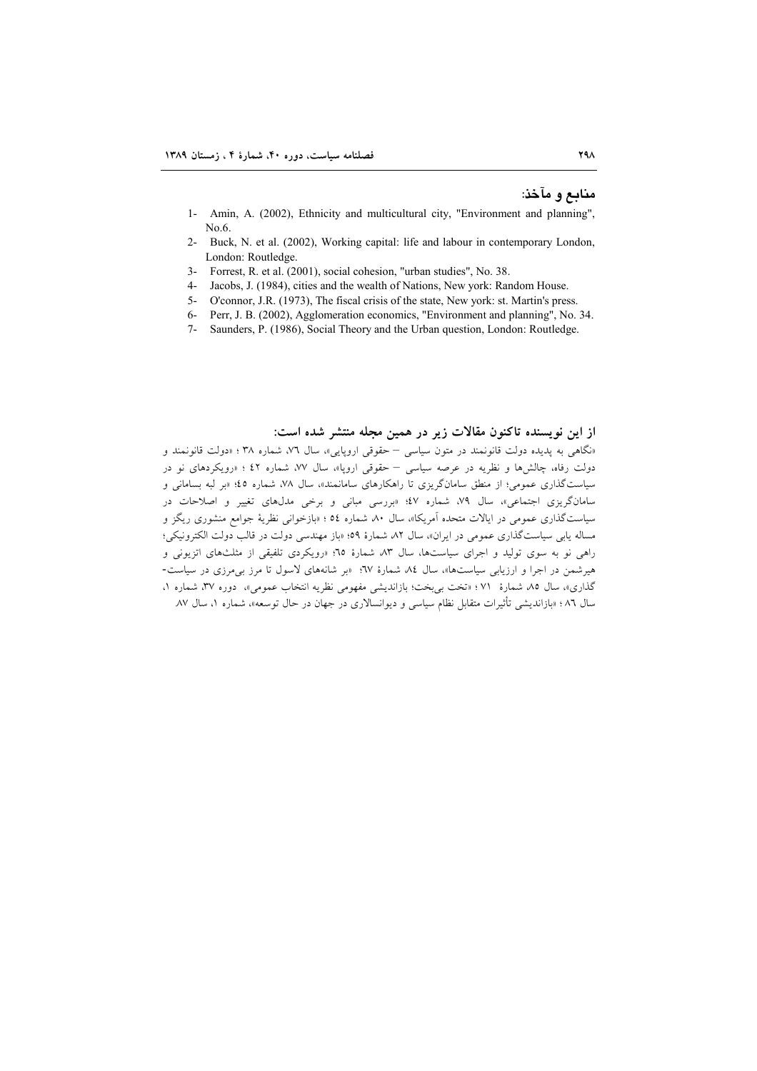## منابع و مآخذ:

1- Amin, A. (2002), Ethnicity and multicultural city, "Environment and planning", No.6.
2- Buck, N. et al. (2002), Working capital: life and labour in contemporary London, London: Routledge.
3- Forrest, R. et al. (2001), social cohesion, "urban studies", No. 38.
4- Jacobs, J. (1984), cities and the wealth of Nations, New york: Random House.
5- O'connor, J.R. (1973), The fiscal crisis of the state, New york: st. Martin's press.
6- Perr, J. B. (2002), Agglomeration economics, "Environment and planning", No. 34.
7- Saunders, P. (1986), Social Theory and the Urban question, London: Routledge.

**از این نویسنده تاکنون مقالات زیر در همین مجله منتشر شده است:**

«نگاهی به پدیده دولت قانونمند در متون سیاسی – حقوقی اروپایی»، سال ٧٦، شماره ٣٨ ؛ «دولت قانونمند و دولت رفاه، چالش‌ها و نظریه در عرصه سیاسی – حقوقی اروپا»، سال ٧٧، شماره ٤٢ ؛ «رویکردهای نو در سیاست‌گذاری عمومی؛ از منطق سامان‌گریزی تا راهکارهای سامانمند»، سال ٧٨، شماره ٤٥؛ «بر لبه بسامانی و سامان‌گریزی اجتماعی»، سال ٧٩، شماره ٤٧؛ «بررسی مبانی و برخی مدل‌های تغییر و اصلاحات در سیاست‌گذاری عمومی در ایالات متحده آمریکا»، سال ٨٠، شماره ٥٤ ؛ «بازخوانی نظریهٔ جوامع منشوری ریگز و مساله یابی سیاست‌گذاری عمومی در ایران»، سال ٨٢، شمارهٔ ٥٩؛ «باز مهندسی دولت در قالب دولت الکترونیکی؛ راهی نو به سوی تولید و اجرای سیاست‌ها، سال ٨٣، شمارهٔ ٦٥؛ «رویکردی تلفیقی از مثلث‌های اتزیونی و هیرشمن در اجرا و ارزیابی سیاست‌ها»، سال ٨٤، شمارهٔ ٦٧؛ «بر شانه‌های لاسول تا مرز بی‌مرزی در سیاست‌گذاری»، سال ٨٥، شمارهٔ ٧١ ؛ «تخت بی‌بخت؛ بازاندیشی مفهومی نظریه انتخاب عمومی»، دوره ٣٧، شماره ١، سال ٨٦ ؛ «بازاندیشی تأثیرات متقابل نظام سیاسی و دیوانسالاری در جهان در حال توسعه»، شماره ١، سال ٨٧.